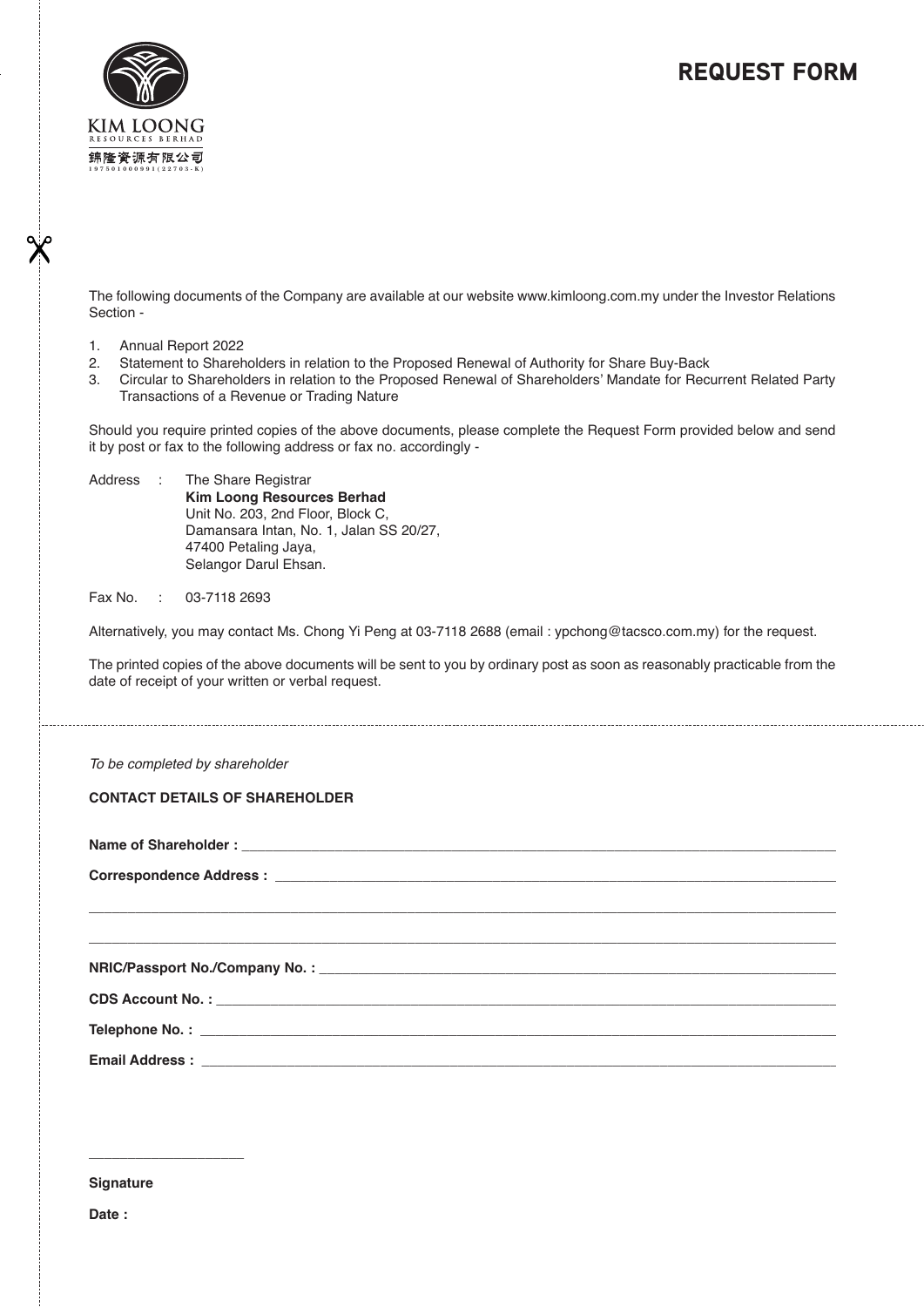KIM LOONG
RESOURCES BERHAD
錦隆資源有限公司
197501000991(22703-K)

# REQUEST FORM

The following documents of the Company are available at our website www.kimloong.com.my under the Investor Relations Section -

1. Annual Report 2022
2. Statement to Shareholders in relation to the Proposed Renewal of Authority for Share Buy-Back
3. Circular to Shareholders in relation to the Proposed Renewal of Shareholders' Mandate for Recurrent Related Party Transactions of a Revenue or Trading Nature

Should you require printed copies of the above documents, please complete the Request Form provided below and send it by post or fax to the following address or fax no. accordingly -

Address : The Share Registrar
**Kim Loong Resources Berhad**
Unit No. 203, 2nd Floor, Block C,
Damansara Intan, No. 1, Jalan SS 20/27,
47400 Petaling Jaya,
Selangor Darul Ehsan.

Fax No. : 03-7118 2693

Alternatively, you may contact Ms. Chong Yi Peng at 03-7118 2688 (email : ypchong@tacsco.com.my) for the request.

The printed copies of the above documents will be sent to you by ordinary post as soon as reasonably practicable from the date of receipt of your written or verbal request.

---

*To be completed by shareholder*

**CONTACT DETAILS OF SHAREHOLDER**

**Name of Shareholder :** ______________________________

**Correspondence Address :** ______________________________

______________________________

______________________________

**NRIC/Passport No./Company No. :** ______________________________

**CDS Account No. :** ______________________________

**Telephone No. :** ______________________________

**Email Address :** ______________________________

____________________

**Signature**

**Date :**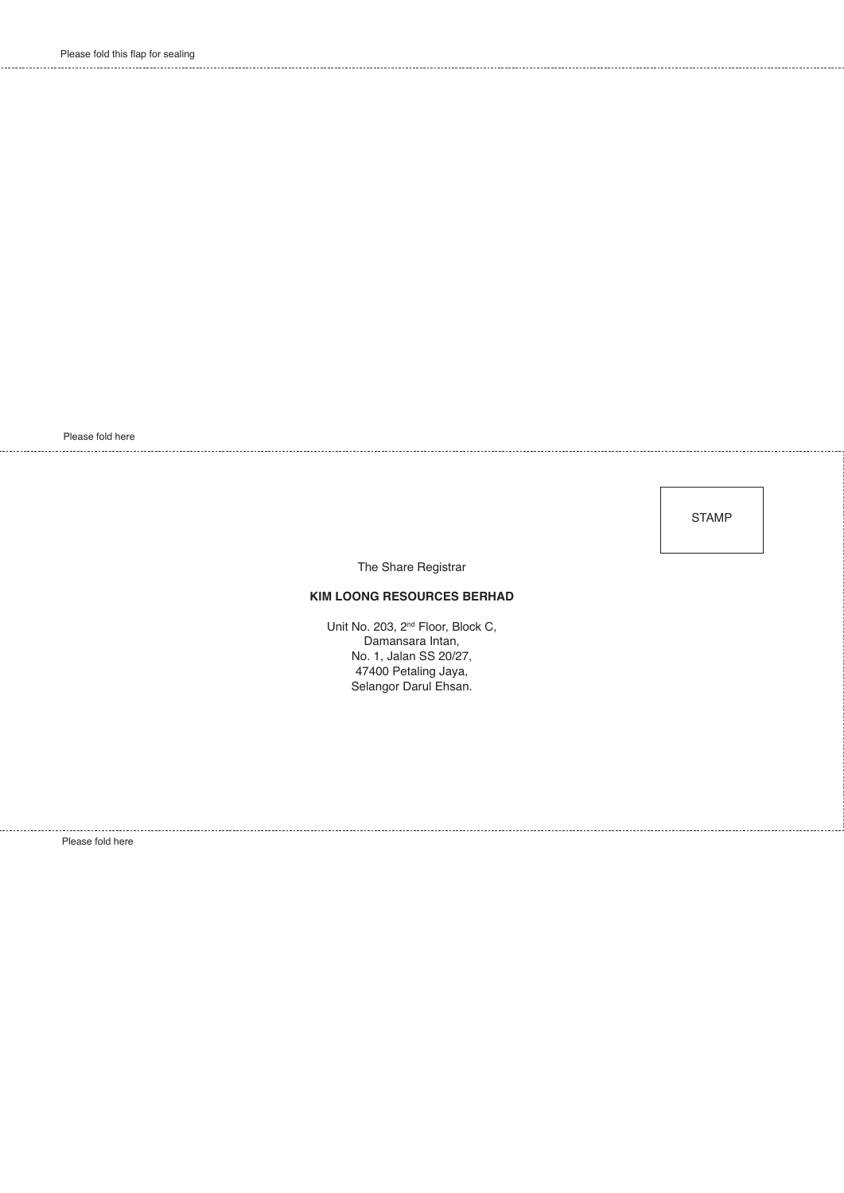Please fold this flap for sealing

Please fold here

STAMP

The Share Registrar

**KIM LOONG RESOURCES BERHAD**

Unit No. 203, 2nd Floor, Block C,
Damansara Intan,
No. 1, Jalan SS 20/27,
47400 Petaling Jaya,
Selangor Darul Ehsan.

Please fold here